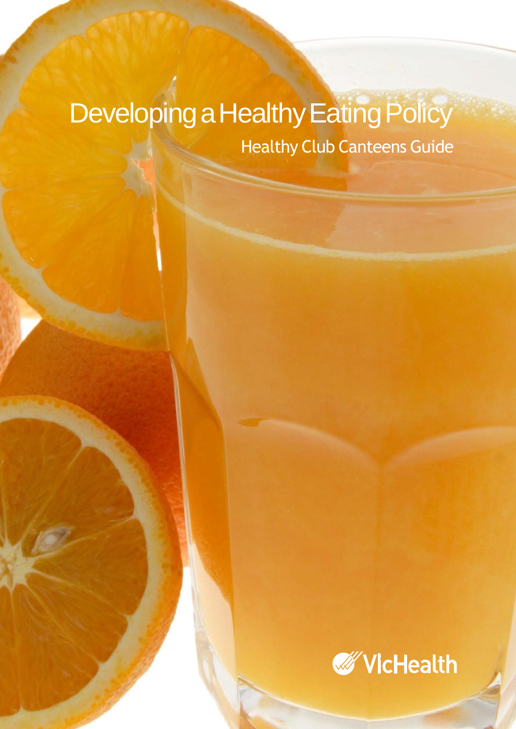# Developing a Healthy Eating Policy

## Healthy Club Canteens Guide

VicHealth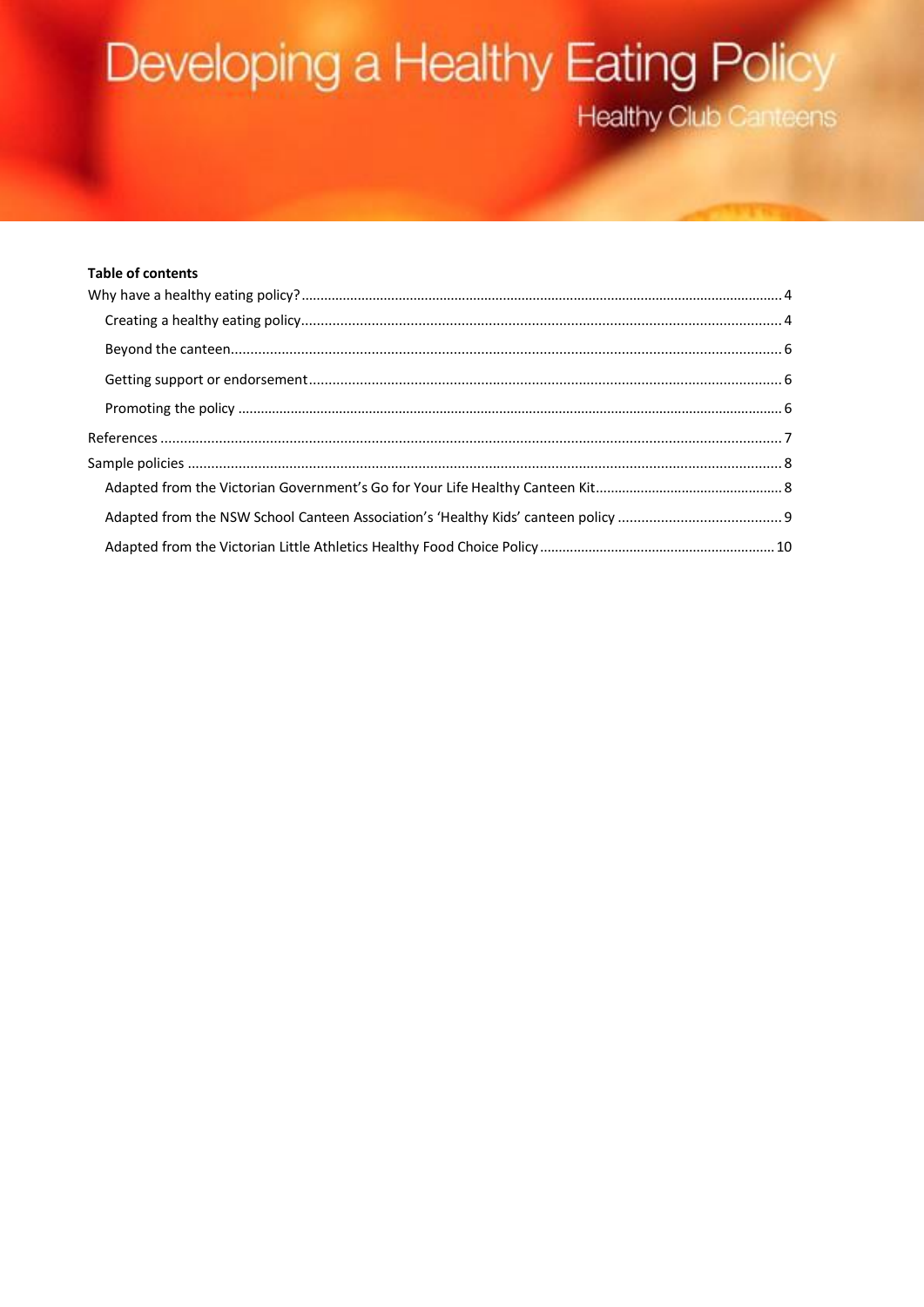# Developing a Healthy Eating Policy

## Healthy Club Canteens

**Table of contents**

- Why have a healthy eating policy? ... 4
  - Creating a healthy eating policy ... 4
  - Beyond the canteen ... 6
  - Getting support or endorsement ... 6
  - Promoting the policy ... 6
- References ... 7
- Sample policies ... 8
  - Adapted from the Victorian Government's Go for Your Life Healthy Canteen Kit ... 8
  - Adapted from the NSW School Canteen Association's 'Healthy Kids' canteen policy ... 9
  - Adapted from the Victorian Little Athletics Healthy Food Choice Policy ... 10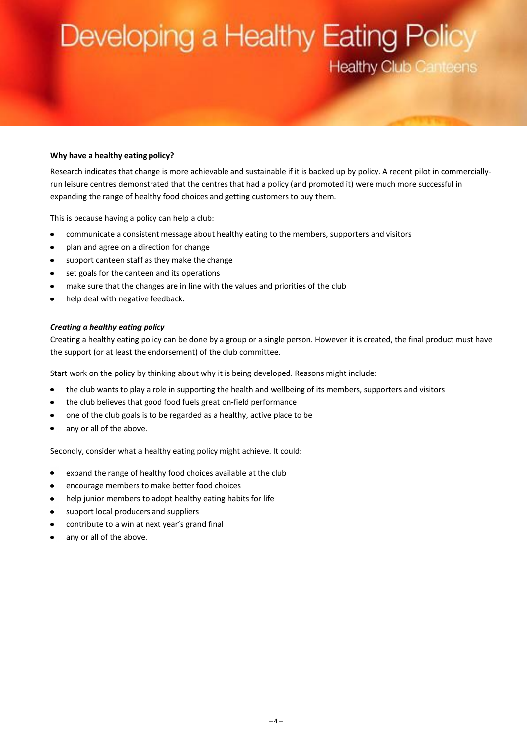# Developing a Healthy Eating Policy

## Healthy Club Canteens

**Why have a healthy eating policy?**

Research indicates that change is more achievable and sustainable if it is backed up by policy. A recent pilot in commercially-run leisure centres demonstrated that the centres that had a policy (and promoted it) were much more successful in expanding the range of healthy food choices and getting customers to buy them.

This is because having a policy can help a club:

- communicate a consistent message about healthy eating to the members, supporters and visitors
- plan and agree on a direction for change
- support canteen staff as they make the change
- set goals for the canteen and its operations
- make sure that the changes are in line with the values and priorities of the club
- help deal with negative feedback.

***Creating a healthy eating policy***

Creating a healthy eating policy can be done by a group or a single person. However it is created, the final product must have the support (or at least the endorsement) of the club committee.

Start work on the policy by thinking about why it is being developed. Reasons might include:

- the club wants to play a role in supporting the health and wellbeing of its members, supporters and visitors
- the club believes that good food fuels great on-field performance
- one of the club goals is to be regarded as a healthy, active place to be
- any or all of the above.

Secondly, consider what a healthy eating policy might achieve. It could:

- expand the range of healthy food choices available at the club
- encourage members to make better food choices
- help junior members to adopt healthy eating habits for life
- support local producers and suppliers
- contribute to a win at next year's grand final
- any or all of the above.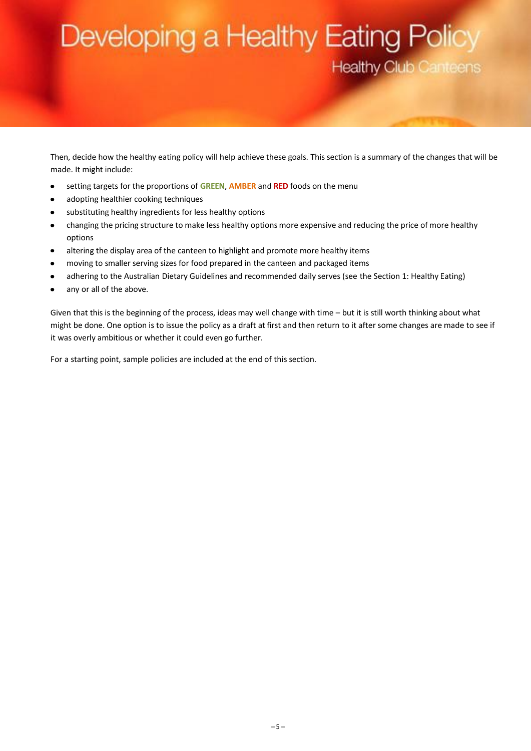Then, decide how the healthy eating policy will help achieve these goals. This section is a summary of the changes that will be made. It might include:

- setting targets for the proportions of **GREEN**, **AMBER** and **RED** foods on the menu
- adopting healthier cooking techniques
- substituting healthy ingredients for less healthy options
- changing the pricing structure to make less healthy options more expensive and reducing the price of more healthy options
- altering the display area of the canteen to highlight and promote more healthy items
- moving to smaller serving sizes for food prepared in the canteen and packaged items
- adhering to the Australian Dietary Guidelines and recommended daily serves (see the Section 1: Healthy Eating)
- any or all of the above.

Given that this is the beginning of the process, ideas may well change with time – but it is still worth thinking about what might be done. One option is to issue the policy as a draft at first and then return to it after some changes are made to see if it was overly ambitious or whether it could even go further.

For a starting point, sample policies are included at the end of this section.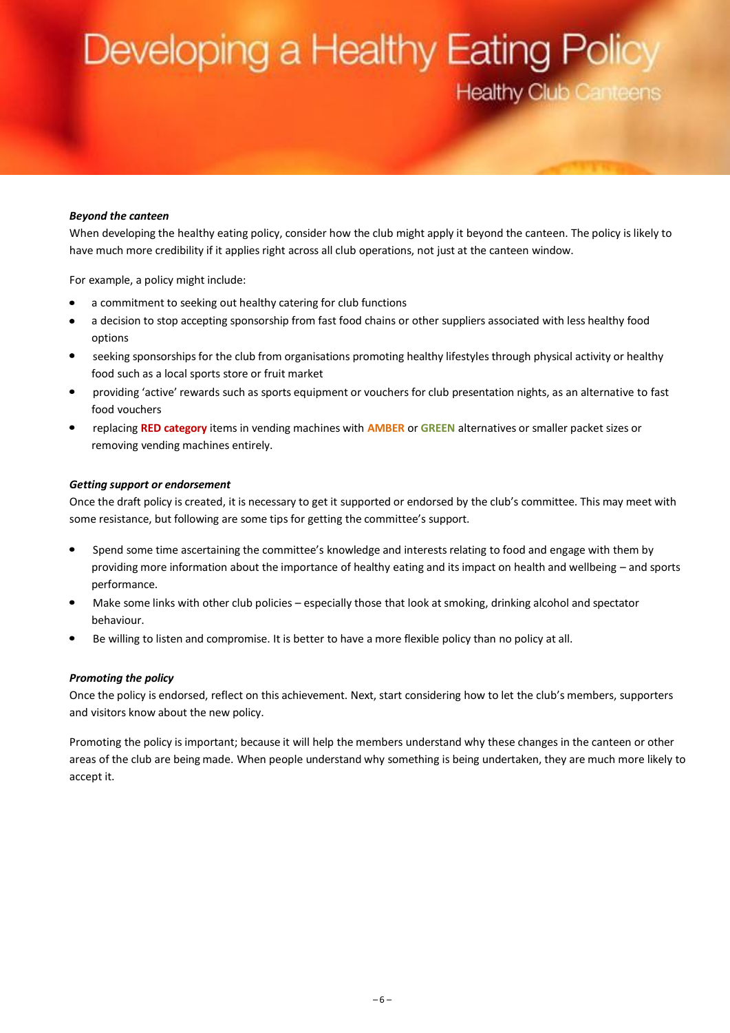***Beyond the canteen***

When developing the healthy eating policy, consider how the club might apply it beyond the canteen. The policy is likely to have much more credibility if it applies right across all club operations, not just at the canteen window.

For example, a policy might include:

- a commitment to seeking out healthy catering for club functions
- a decision to stop accepting sponsorship from fast food chains or other suppliers associated with less healthy food options
- seeking sponsorships for the club from organisations promoting healthy lifestyles through physical activity or healthy food such as a local sports store or fruit market
- providing 'active' rewards such as sports equipment or vouchers for club presentation nights, as an alternative to fast food vouchers
- replacing **RED category** items in vending machines with **AMBER** or **GREEN** alternatives or smaller packet sizes or removing vending machines entirely.

***Getting support or endorsement***

Once the draft policy is created, it is necessary to get it supported or endorsed by the club's committee. This may meet with some resistance, but following are some tips for getting the committee's support.

- Spend some time ascertaining the committee's knowledge and interests relating to food and engage with them by providing more information about the importance of healthy eating and its impact on health and wellbeing – and sports performance.
- Make some links with other club policies – especially those that look at smoking, drinking alcohol and spectator behaviour.
- Be willing to listen and compromise. It is better to have a more flexible policy than no policy at all.

***Promoting the policy***

Once the policy is endorsed, reflect on this achievement. Next, start considering how to let the club's members, supporters and visitors know about the new policy.

Promoting the policy is important; because it will help the members understand why these changes in the canteen or other areas of the club are being made. When people understand why something is being undertaken, they are much more likely to accept it.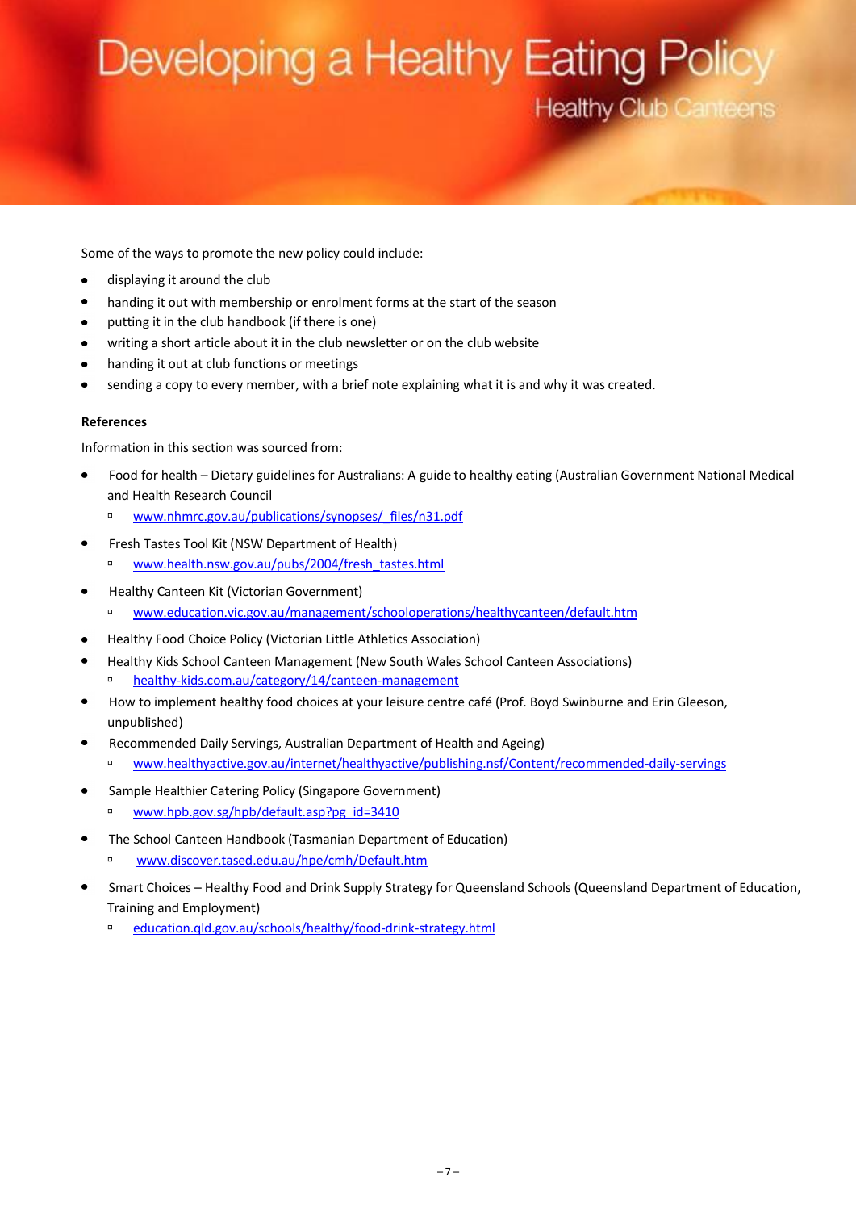Some of the ways to promote the new policy could include:

- displaying it around the club
- handing it out with membership or enrolment forms at the start of the season
- putting it in the club handbook (if there is one)
- writing a short article about it in the club newsletter or on the club website
- handing it out at club functions or meetings
- sending a copy to every member, with a brief note explaining what it is and why it was created.

**References**

Information in this section was sourced from:

- Food for health – Dietary guidelines for Australians: A guide to healthy eating (Australian Government National Medical and Health Research Council
  - [www.nhmrc.gov.au/publications/synopses/_files/n31.pdf](http://www.nhmrc.gov.au/publications/synopses/_files/n31.pdf)
- Fresh Tastes Tool Kit (NSW Department of Health)
  - [www.health.nsw.gov.au/pubs/2004/fresh_tastes.html](http://www.health.nsw.gov.au/pubs/2004/fresh_tastes.html)
- Healthy Canteen Kit (Victorian Government)
  - [www.education.vic.gov.au/management/schooloperations/healthycanteen/default.htm](http://www.education.vic.gov.au/management/schooloperations/healthycanteen/default.htm)
- Healthy Food Choice Policy (Victorian Little Athletics Association)
- Healthy Kids School Canteen Management (New South Wales School Canteen Associations)
  - [healthy-kids.com.au/category/14/canteen-management](http://healthy-kids.com.au/category/14/canteen-management)
- How to implement healthy food choices at your leisure centre café (Prof. Boyd Swinburne and Erin Gleeson, unpublished)
- Recommended Daily Servings, Australian Department of Health and Ageing)
  - [www.healthyactive.gov.au/internet/healthyactive/publishing.nsf/Content/recommended-daily-servings](http://www.healthyactive.gov.au/internet/healthyactive/publishing.nsf/Content/recommended-daily-servings)
- Sample Healthier Catering Policy (Singapore Government)
  - [www.hpb.gov.sg/hpb/default.asp?pg_id=3410](http://www.hpb.gov.sg/hpb/default.asp?pg_id=3410)
- The School Canteen Handbook (Tasmanian Department of Education)
  - [www.discover.tased.edu.au/hpe/cmh/Default.htm](http://www.discover.tased.edu.au/hpe/cmh/Default.htm)
- Smart Choices – Healthy Food and Drink Supply Strategy for Queensland Schools (Queensland Department of Education, Training and Employment)
  - [education.qld.gov.au/schools/healthy/food-drink-strategy.html](http://education.qld.gov.au/schools/healthy/food-drink-strategy.html)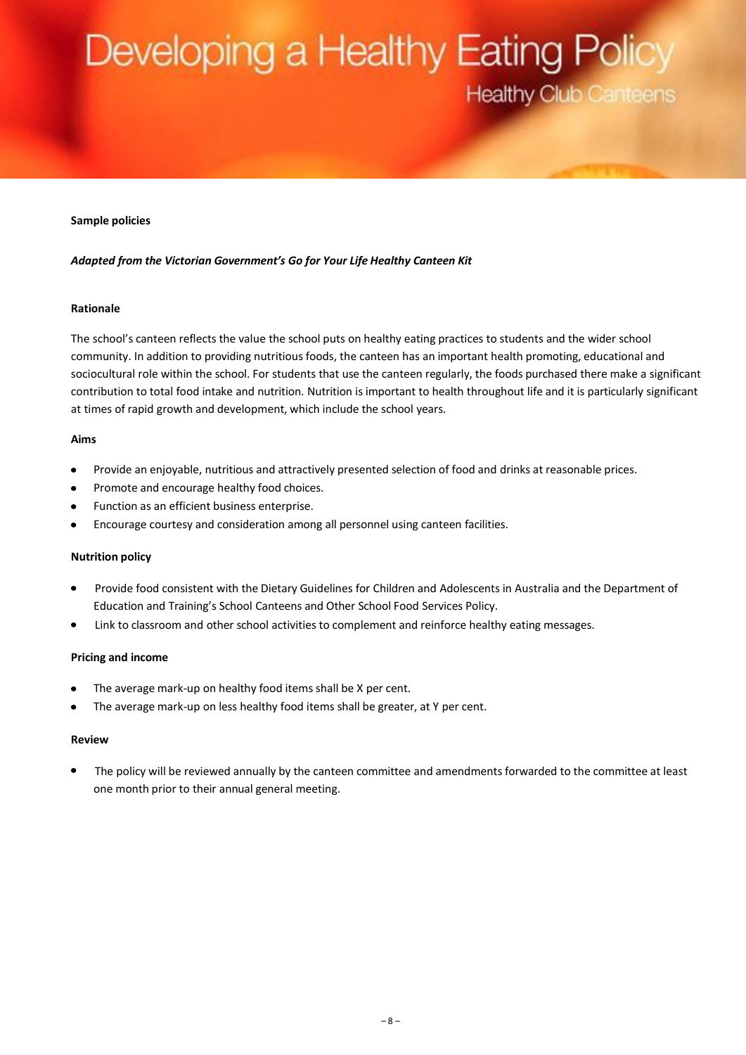**Sample policies**

***Adapted from the Victorian Government's Go for Your Life Healthy Canteen Kit***

**Rationale**

The school's canteen reflects the value the school puts on healthy eating practices to students and the wider school community. In addition to providing nutritious foods, the canteen has an important health promoting, educational and sociocultural role within the school. For students that use the canteen regularly, the foods purchased there make a significant contribution to total food intake and nutrition. Nutrition is important to health throughout life and it is particularly significant at times of rapid growth and development, which include the school years.

**Aims**

- Provide an enjoyable, nutritious and attractively presented selection of food and drinks at reasonable prices.
- Promote and encourage healthy food choices.
- Function as an efficient business enterprise.
- Encourage courtesy and consideration among all personnel using canteen facilities.

**Nutrition policy**

- Provide food consistent with the Dietary Guidelines for Children and Adolescents in Australia and the Department of Education and Training's School Canteens and Other School Food Services Policy.
- Link to classroom and other school activities to complement and reinforce healthy eating messages.

**Pricing and income**

- The average mark-up on healthy food items shall be X per cent.
- The average mark-up on less healthy food items shall be greater, at Y per cent.

**Review**

- The policy will be reviewed annually by the canteen committee and amendments forwarded to the committee at least one month prior to their annual general meeting.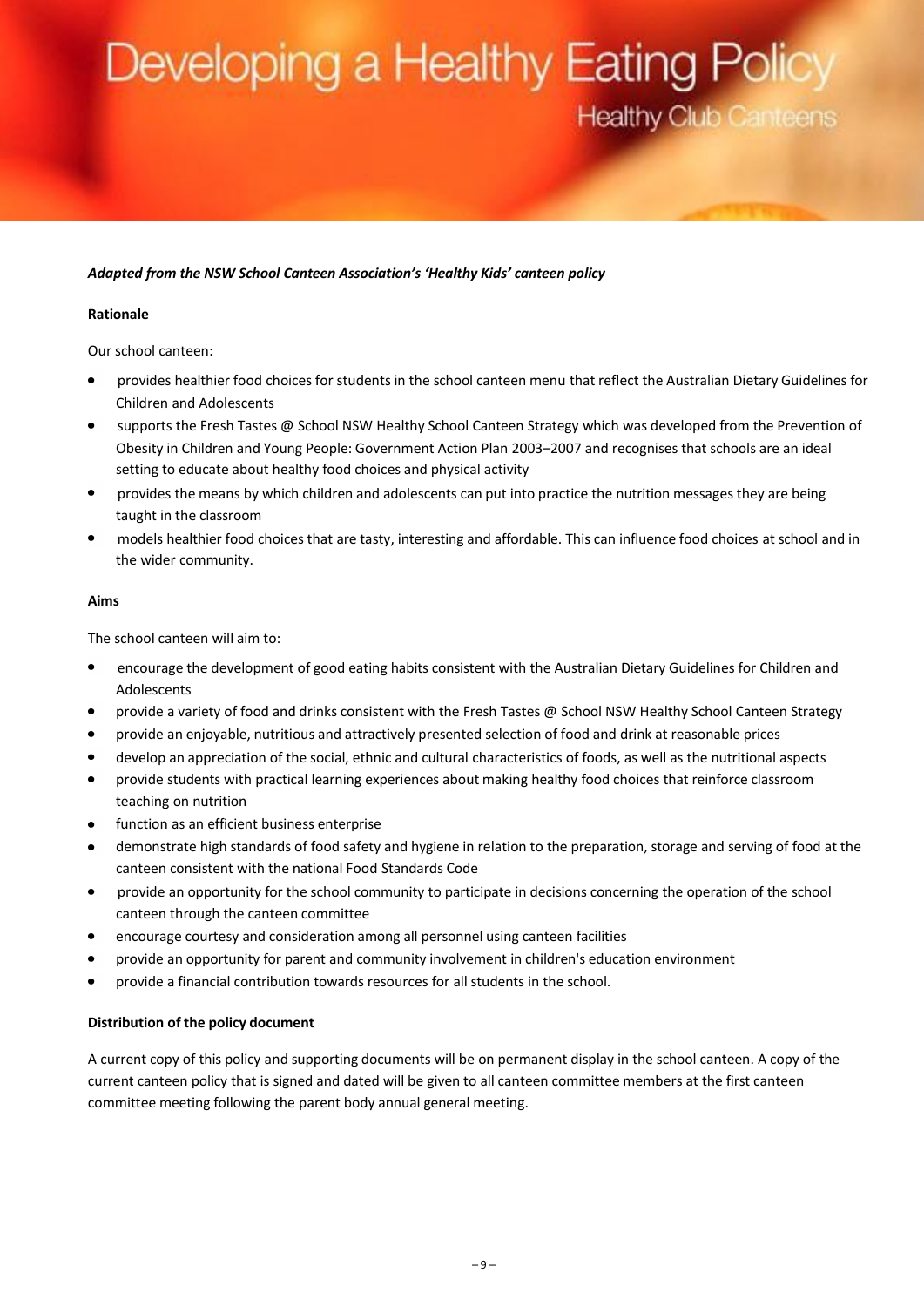*__Adapted from the NSW School Canteen Association's 'Healthy Kids' canteen policy__*

**Rationale**

Our school canteen:

- provides healthier food choices for students in the school canteen menu that reflect the Australian Dietary Guidelines for Children and Adolescents
- supports the Fresh Tastes @ School NSW Healthy School Canteen Strategy which was developed from the Prevention of Obesity in Children and Young People: Government Action Plan 2003–2007 and recognises that schools are an ideal setting to educate about healthy food choices and physical activity
- provides the means by which children and adolescents can put into practice the nutrition messages they are being taught in the classroom
- models healthier food choices that are tasty, interesting and affordable. This can influence food choices at school and in the wider community.

**Aims**

The school canteen will aim to:

- encourage the development of good eating habits consistent with the Australian Dietary Guidelines for Children and Adolescents
- provide a variety of food and drinks consistent with the Fresh Tastes @ School NSW Healthy School Canteen Strategy
- provide an enjoyable, nutritious and attractively presented selection of food and drink at reasonable prices
- develop an appreciation of the social, ethnic and cultural characteristics of foods, as well as the nutritional aspects
- provide students with practical learning experiences about making healthy food choices that reinforce classroom teaching on nutrition
- function as an efficient business enterprise
- demonstrate high standards of food safety and hygiene in relation to the preparation, storage and serving of food at the canteen consistent with the national Food Standards Code
- provide an opportunity for the school community to participate in decisions concerning the operation of the school canteen through the canteen committee
- encourage courtesy and consideration among all personnel using canteen facilities
- provide an opportunity for parent and community involvement in children's education environment
- provide a financial contribution towards resources for all students in the school.

**Distribution of the policy document**

A current copy of this policy and supporting documents will be on permanent display in the school canteen. A copy of the current canteen policy that is signed and dated will be given to all canteen committee members at the first canteen committee meeting following the parent body annual general meeting.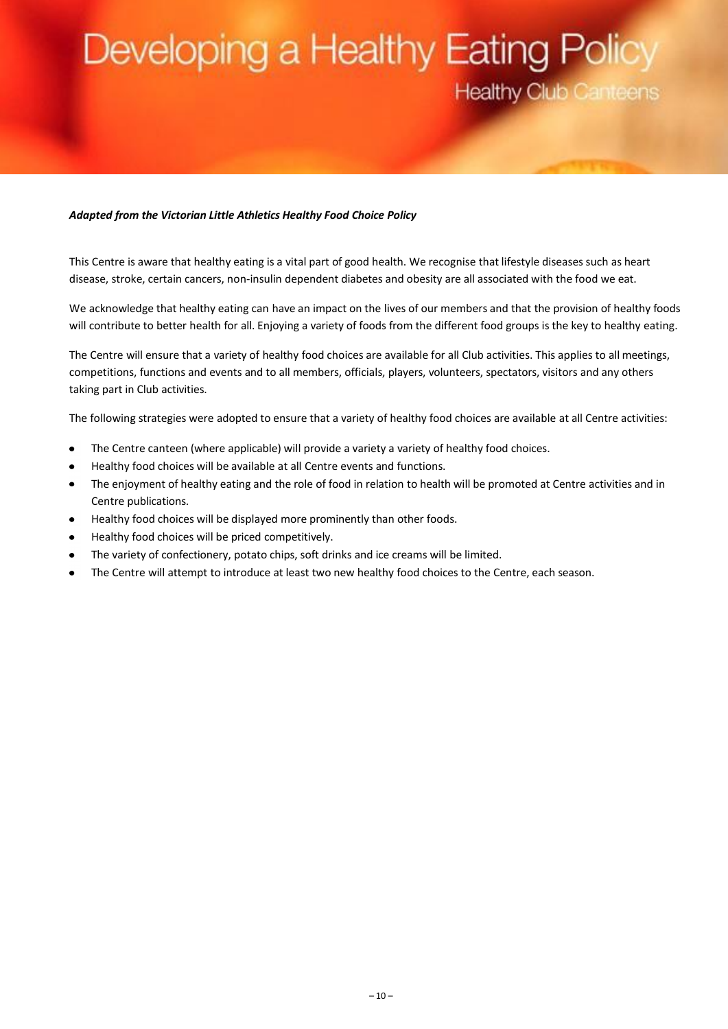# Developing a Healthy Eating Policy

## Healthy Club Canteens

***Adapted from the Victorian Little Athletics Healthy Food Choice Policy***

This Centre is aware that healthy eating is a vital part of good health. We recognise that lifestyle diseases such as heart disease, stroke, certain cancers, non-insulin dependent diabetes and obesity are all associated with the food we eat.

We acknowledge that healthy eating can have an impact on the lives of our members and that the provision of healthy foods will contribute to better health for all. Enjoying a variety of foods from the different food groups is the key to healthy eating.

The Centre will ensure that a variety of healthy food choices are available for all Club activities. This applies to all meetings, competitions, functions and events and to all members, officials, players, volunteers, spectators, visitors and any others taking part in Club activities.

The following strategies were adopted to ensure that a variety of healthy food choices are available at all Centre activities:

- The Centre canteen (where applicable) will provide a variety a variety of healthy food choices.
- Healthy food choices will be available at all Centre events and functions.
- The enjoyment of healthy eating and the role of food in relation to health will be promoted at Centre activities and in Centre publications.
- Healthy food choices will be displayed more prominently than other foods.
- Healthy food choices will be priced competitively.
- The variety of confectionery, potato chips, soft drinks and ice creams will be limited.
- The Centre will attempt to introduce at least two new healthy food choices to the Centre, each season.